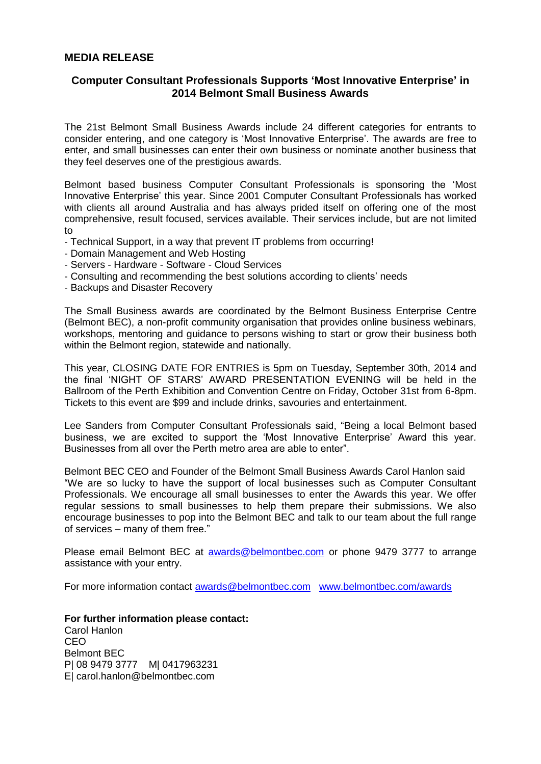## MEDIA RELEASE

### Computer Consultant Professionals Supports 'Most Innovative Enterprise' in 2014 Belmont Small Business Awards

The 21st Belmont Small Business Awards include 24 different categories for entrants to consider entering, and one category is 'Most Innovative Enterprise'. The awards are free to enter, and small businesses can enter their own business or nominate another business that they feel deserves one of the prestigious awards.

Belmont based business Computer Consultant Professionals is sponsoring the 'Most Innovative Enterprise' this year. Since 2001 Computer Consultant Professionals has worked with clients all around Australia and has always prided itself on offering one of the most comprehensive, result focused, services available. Their services include, but are not limited to

- Technical Support, in a way that prevent IT problems from occurring!
- Domain Management and Web Hosting
- Servers - Hardware - Software - Cloud Services
- Consulting and recommending the best solutions according to clients' needs
- Backups and Disaster Recovery

The Small Business awards are coordinated by the Belmont Business Enterprise Centre (Belmont BEC), a non-profit community organisation that provides online business webinars, workshops, mentoring and guidance to persons wishing to start or grow their business both within the Belmont region, statewide and nationally.

This year, CLOSING DATE FOR ENTRIES is 5pm on Tuesday, September 30th, 2014 and the final 'NIGHT OF STARS' AWARD PRESENTATION EVENING will be held in the Ballroom of the Perth Exhibition and Convention Centre on Friday, October 31st from 6-8pm. Tickets to this event are $99 and include drinks, savouries and entertainment.

Lee Sanders from Computer Consultant Professionals said, "Being a local Belmont based business, we are excited to support the 'Most Innovative Enterprise' Award this year. Businesses from all over the Perth metro area are able to enter".

Belmont BEC CEO and Founder of the Belmont Small Business Awards Carol Hanlon said "We are so lucky to have the support of local businesses such as Computer Consultant Professionals. We encourage all small businesses to enter the Awards this year. We offer regular sessions to small businesses to help them prepare their submissions. We also encourage businesses to pop into the Belmont BEC and talk to our team about the full range of services – many of them free."

Please email Belmont BEC at awards@belmontbec.com or phone 9479 3777 to arrange assistance with your entry.

For more information contact awards@belmontbec.com www.belmontbec.com/awards

**For further information please contact:**
Carol Hanlon
CEO
Belmont BEC
P| 08 9479 3777 M| 0417963231
E| carol.hanlon@belmontbec.com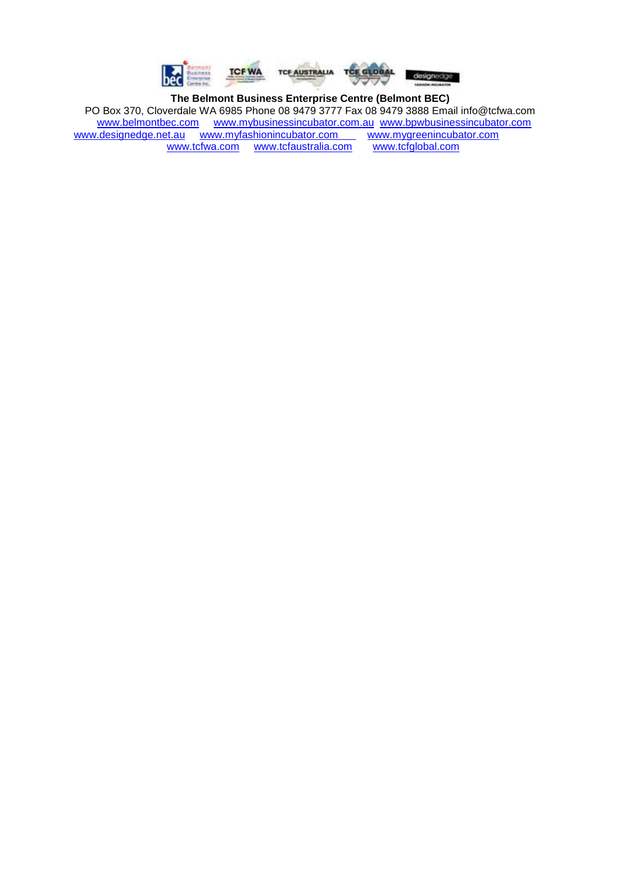**The Belmont Business Enterprise Centre (Belmont BEC)**

PO Box 370, Cloverdale WA 6985 Phone 08 9479 3777 Fax 08 9479 3888 Email info@tcfwa.com

www.belmontbec.com www.mybusinessincubator.com.au www.bpwbusinessincubator.com

www.designedge.net.au www.myfashionincubator.com www.mygreenincubator.com

www.tcfwa.com www.tcfaustralia.com www.tcfglobal.com